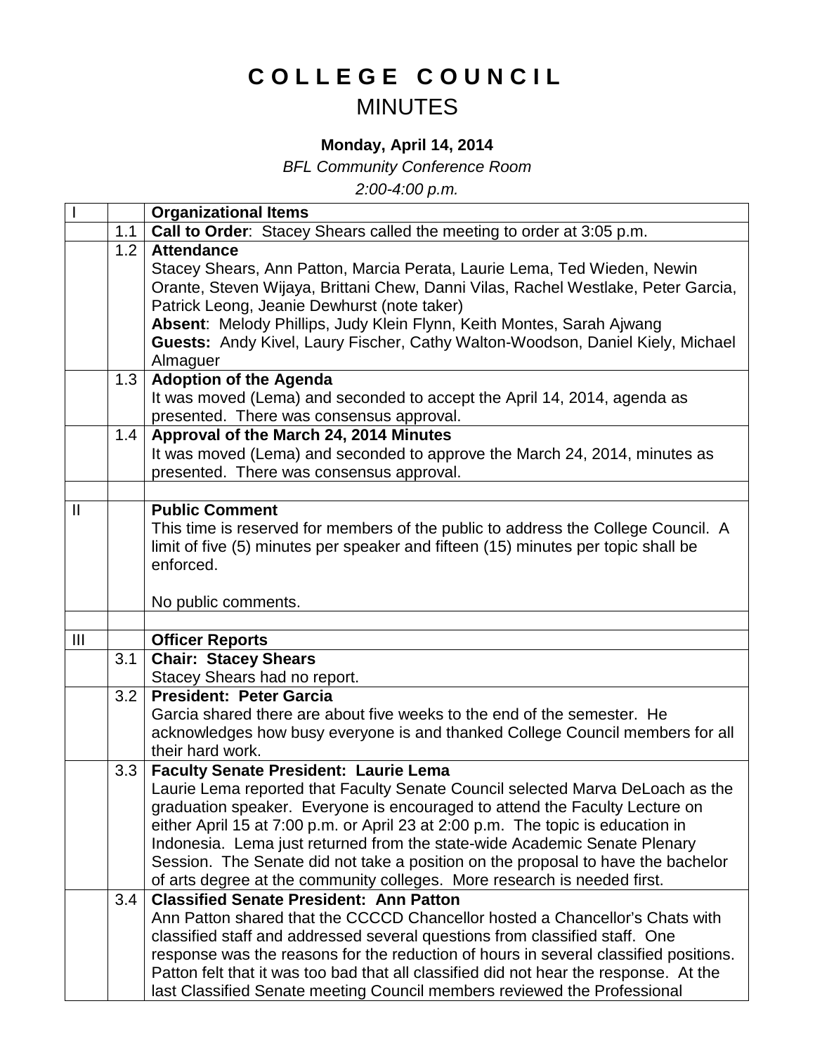# C O L L E G E   C O U N C I L

## MINUTES

**Monday, April 14, 2014**

*BFL Community Conference Room*

*2:00-4:00 p.m.*

| | | |
|---|---|---|
| I | | **Organizational Items** |
| | 1.1 | **Call to Order**: Stacey Shears called the meeting to order at 3:05 p.m. |
| | 1.2 | **Attendance**<br>Stacey Shears, Ann Patton, Marcia Perata, Laurie Lema, Ted Wieden, Newin Orante, Steven Wijaya, Brittani Chew, Danni Vilas, Rachel Westlake, Peter Garcia, Patrick Leong, Jeanie Dewhurst (note taker)<br>**Absent**: Melody Phillips, Judy Klein Flynn, Keith Montes, Sarah Ajwang<br>**Guests:** Andy Kivel, Laury Fischer, Cathy Walton-Woodson, Daniel Kiely, Michael Almaguer |
| | 1.3 | **Adoption of the Agenda**<br>It was moved (Lema) and seconded to accept the April 14, 2014, agenda as presented. There was consensus approval. |
| | 1.4 | **Approval of the March 24, 2014 Minutes**<br>It was moved (Lema) and seconded to approve the March 24, 2014, minutes as presented. There was consensus approval. |
| | | |
| II | | **Public Comment**<br>This time is reserved for members of the public to address the College Council. A limit of five (5) minutes per speaker and fifteen (15) minutes per topic shall be enforced.<br><br>No public comments. |
| | | |
| III | | **Officer Reports** |
| | 3.1 | **Chair: Stacey Shears**<br>Stacey Shears had no report. |
| | 3.2 | **President: Peter Garcia**<br>Garcia shared there are about five weeks to the end of the semester. He acknowledges how busy everyone is and thanked College Council members for all their hard work. |
| | 3.3 | **Faculty Senate President: Laurie Lema**<br>Laurie Lema reported that Faculty Senate Council selected Marva DeLoach as the graduation speaker. Everyone is encouraged to attend the Faculty Lecture on either April 15 at 7:00 p.m. or April 23 at 2:00 p.m. The topic is education in Indonesia. Lema just returned from the state-wide Academic Senate Plenary Session. The Senate did not take a position on the proposal to have the bachelor of arts degree at the community colleges. More research is needed first. |
| | 3.4 | **Classified Senate President: Ann Patton**<br>Ann Patton shared that the CCCCD Chancellor hosted a Chancellor's Chats with classified staff and addressed several questions from classified staff. One response was the reasons for the reduction of hours in several classified positions. Patton felt that it was too bad that all classified did not hear the response. At the last Classified Senate meeting Council members reviewed the Professional |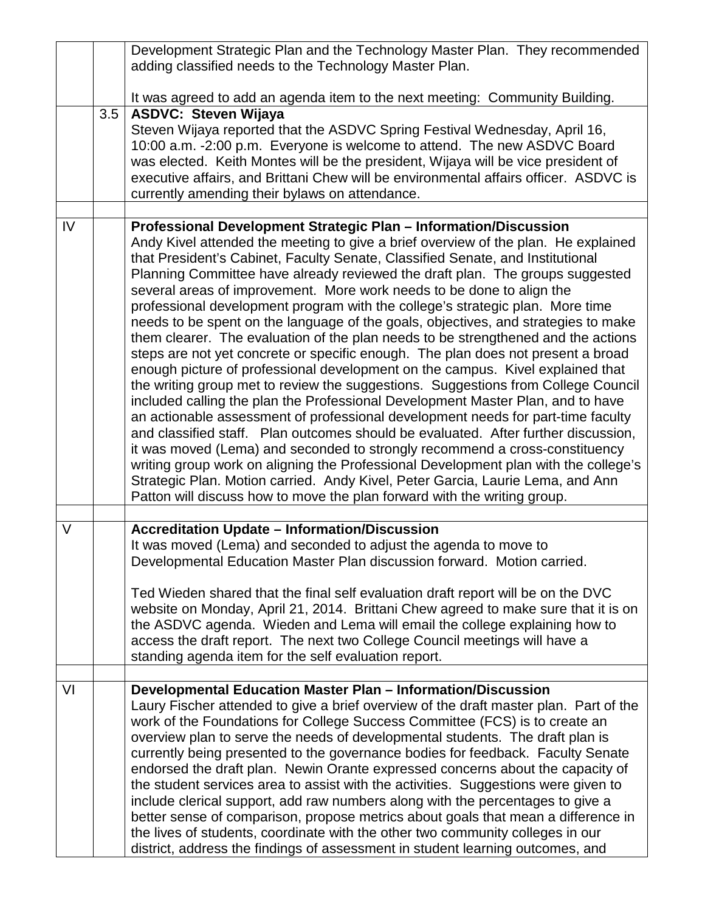| | | |
|---|---|---|
| | | Development Strategic Plan and the Technology Master Plan. They recommended adding classified needs to the Technology Master Plan.<br><br>It was agreed to add an agenda item to the next meeting: Community Building. |
| | 3.5 | **ASDVC: Steven Wijaya**<br>Steven Wijaya reported that the ASDVC Spring Festival Wednesday, April 16, 10:00 a.m. -2:00 p.m. Everyone is welcome to attend. The new ASDVC Board was elected. Keith Montes will be the president, Wijaya will be vice president of executive affairs, and Brittani Chew will be environmental affairs officer. ASDVC is currently amending their bylaws on attendance. |
| | | |
| IV | | **Professional Development Strategic Plan – Information/Discussion**<br>Andy Kivel attended the meeting to give a brief overview of the plan. He explained that President's Cabinet, Faculty Senate, Classified Senate, and Institutional Planning Committee have already reviewed the draft plan. The groups suggested several areas of improvement. More work needs to be done to align the professional development program with the college's strategic plan. More time needs to be spent on the language of the goals, objectives, and strategies to make them clearer. The evaluation of the plan needs to be strengthened and the actions steps are not yet concrete or specific enough. The plan does not present a broad enough picture of professional development on the campus. Kivel explained that the writing group met to review the suggestions. Suggestions from College Council included calling the plan the Professional Development Master Plan, and to have an actionable assessment of professional development needs for part-time faculty and classified staff. Plan outcomes should be evaluated. After further discussion, it was moved (Lema) and seconded to strongly recommend a cross-constituency writing group work on aligning the Professional Development plan with the college's Strategic Plan. Motion carried. Andy Kivel, Peter Garcia, Laurie Lema, and Ann Patton will discuss how to move the plan forward with the writing group. |
| | | |
| V | | **Accreditation Update – Information/Discussion**<br>It was moved (Lema) and seconded to adjust the agenda to move to Developmental Education Master Plan discussion forward. Motion carried.<br><br>Ted Wieden shared that the final self evaluation draft report will be on the DVC website on Monday, April 21, 2014. Brittani Chew agreed to make sure that it is on the ASDVC agenda. Wieden and Lema will email the college explaining how to access the draft report. The next two College Council meetings will have a standing agenda item for the self evaluation report. |
| | | |
| VI | | **Developmental Education Master Plan – Information/Discussion**<br>Laury Fischer attended to give a brief overview of the draft master plan. Part of the work of the Foundations for College Success Committee (FCS) is to create an overview plan to serve the needs of developmental students. The draft plan is currently being presented to the governance bodies for feedback. Faculty Senate endorsed the draft plan. Newin Orante expressed concerns about the capacity of the student services area to assist with the activities. Suggestions were given to include clerical support, add raw numbers along with the percentages to give a better sense of comparison, propose metrics about goals that mean a difference in the lives of students, coordinate with the other two community colleges in our district, address the findings of assessment in student learning outcomes, and |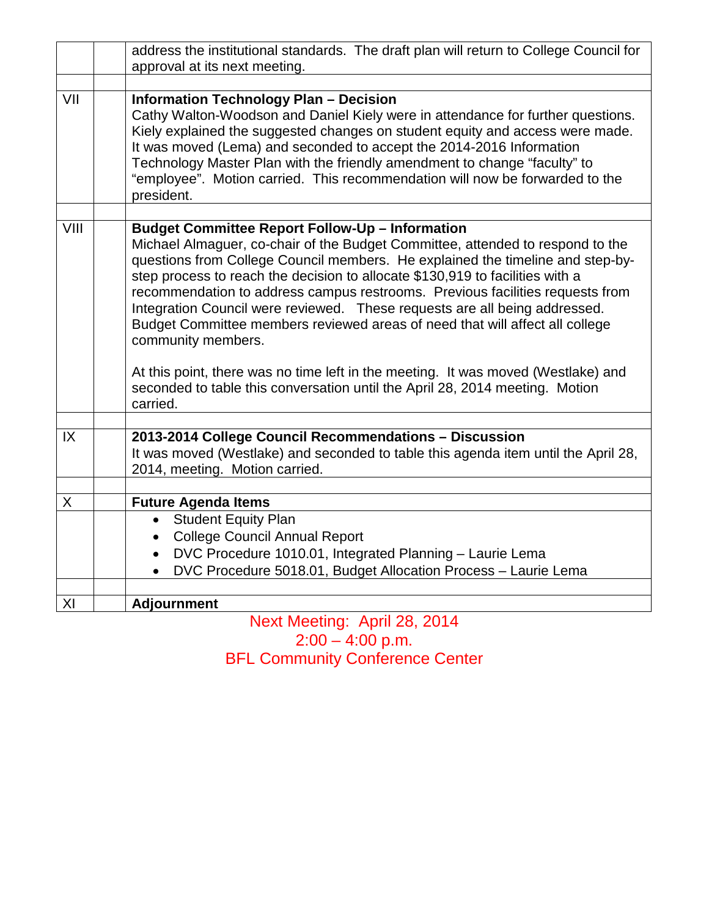| | | |
|---|---|---|
| | | address the institutional standards. The draft plan will return to College Council for approval at its next meeting. |
| | | |
| VII | | **Information Technology Plan – Decision**<br>Cathy Walton-Woodson and Daniel Kiely were in attendance for further questions. Kiely explained the suggested changes on student equity and access were made. It was moved (Lema) and seconded to accept the 2014-2016 Information Technology Master Plan with the friendly amendment to change "faculty" to "employee". Motion carried. This recommendation will now be forwarded to the president. |
| | | |
| VIII | | **Budget Committee Report Follow-Up – Information**<br>Michael Almaguer, co-chair of the Budget Committee, attended to respond to the questions from College Council members. He explained the timeline and step-by-step process to reach the decision to allocate $130,919 to facilities with a recommendation to address campus restrooms. Previous facilities requests from Integration Council were reviewed. These requests are all being addressed. Budget Committee members reviewed areas of need that will affect all college community members.<br><br>At this point, there was no time left in the meeting. It was moved (Westlake) and seconded to table this conversation until the April 28, 2014 meeting. Motion carried. |
| | | |
| IX | | **2013-2014 College Council Recommendations – Discussion**<br>It was moved (Westlake) and seconded to table this agenda item until the April 28, 2014, meeting. Motion carried. |
| | | |
| X | | **Future Agenda Items** |
| | | • Student Equity Plan<br>• College Council Annual Report<br>• DVC Procedure 1010.01, Integrated Planning – Laurie Lema<br>• DVC Procedure 5018.01, Budget Allocation Process – Laurie Lema |
| | | |
| XI | | **Adjournment** |

Next Meeting: April 28, 2014
2:00 – 4:00 p.m.
BFL Community Conference Center